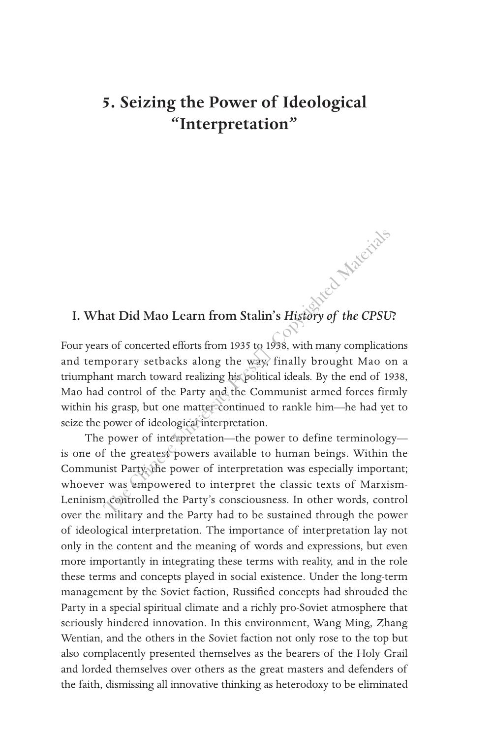# 5. Seizing the Power of Ideological "Interpretation"

## I. What Did Mao Learn from Stalin's *History of the CPSU*?

Four years of concerted efforts from 1935 to 1938, with many complications and temporary setbacks along the way, finally brought Mao on a triumphant march toward realizing his political ideals. By the end of 1938, Mao had control of the Party and the Communist armed forces firmly within his grasp, but one matter continued to rankle him—he had yet to seize the power of ideological interpretation.

The power of interpretation—the power to define terminology—is one of the greatest powers available to human beings. Within the Communist Party, the power of interpretation was especially important; whoever was empowered to interpret the classic texts of Marxism-Leninism controlled the Party's consciousness. In other words, control over the military and the Party had to be sustained through the power of ideological interpretation. The importance of interpretation lay not only in the content and the meaning of words and expressions, but even more importantly in integrating these terms with reality, and in the role these terms and concepts played in social existence. Under the long-term management by the Soviet faction, Russified concepts had shrouded the Party in a special spiritual climate and a richly pro-Soviet atmosphere that seriously hindered innovation. In this environment, Wang Ming, Zhang Wentian, and the others in the Soviet faction not only rose to the top but also complacently presented themselves as the bearers of the Holy Grail and lorded themselves over others as the great masters and defenders of the faith, dismissing all innovative thinking as heterodoxy to be eliminated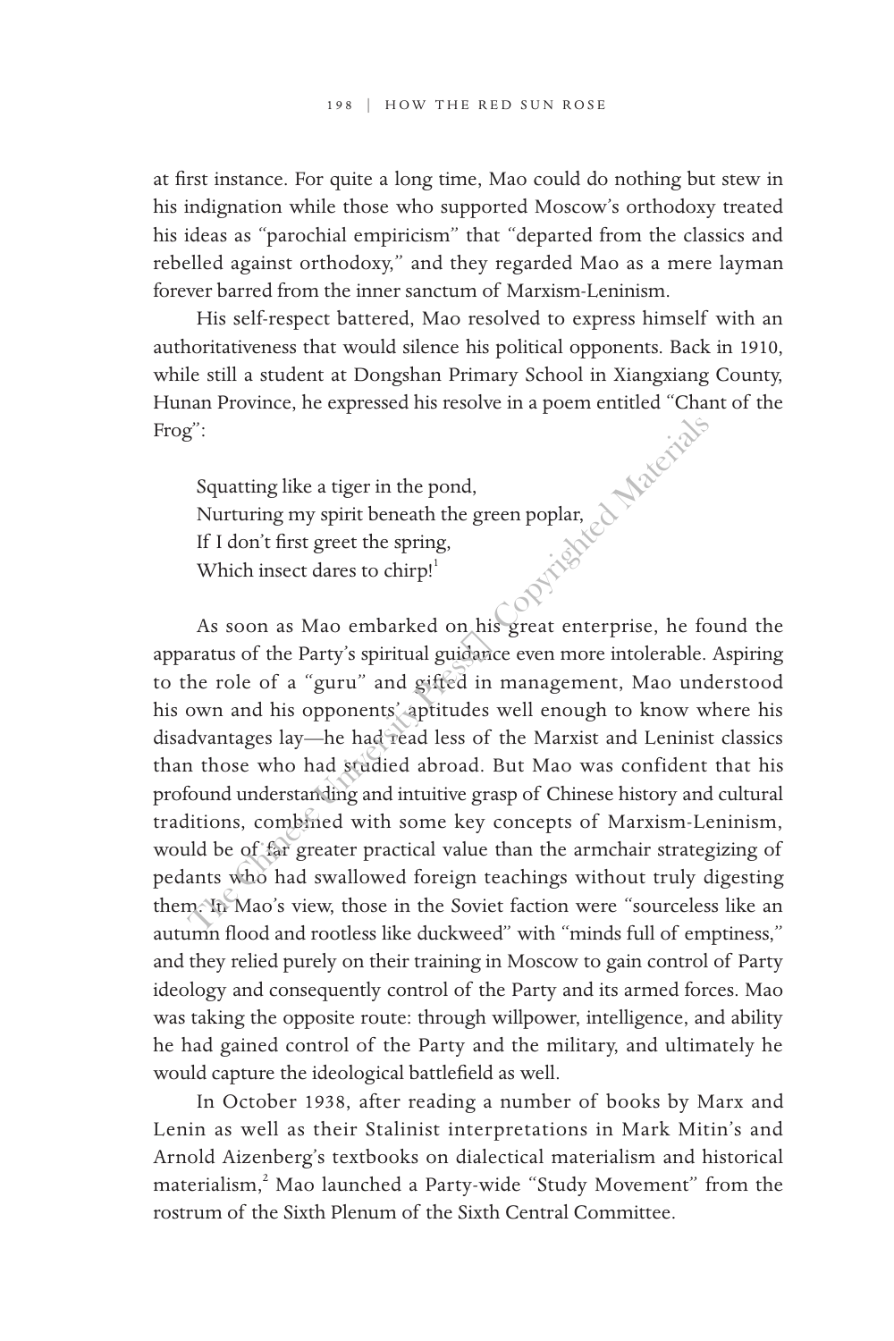at first instance. For quite a long time, Mao could do nothing but stew in his indignation while those who supported Moscow's orthodoxy treated his ideas as "parochial empiricism" that "departed from the classics and rebelled against orthodoxy," and they regarded Mao as a mere layman forever barred from the inner sanctum of Marxism-Leninism.

His self-respect battered, Mao resolved to express himself with an authoritativeness that would silence his political opponents. Back in 1910, while still a student at Dongshan Primary School in Xiangxiang County, Hunan Province, he expressed his resolve in a poem entitled "Chant of the Frog":

> Squatting like a tiger in the pond,
> Nurturing my spirit beneath the green poplar,
> If I don't first greet the spring,
> Which insect dares to chirp![1]

As soon as Mao embarked on his great enterprise, he found the apparatus of the Party's spiritual guidance even more intolerable. Aspiring to the role of a "guru" and gifted in management, Mao understood his own and his opponents' aptitudes well enough to know where his disadvantages lay—he had read less of the Marxist and Leninist classics than those who had studied abroad. But Mao was confident that his profound understanding and intuitive grasp of Chinese history and cultural traditions, combined with some key concepts of Marxism-Leninism, would be of far greater practical value than the armchair strategizing of pedants who had swallowed foreign teachings without truly digesting them. In Mao's view, those in the Soviet faction were "sourceless like an autumn flood and rootless like duckweed" with "minds full of emptiness," and they relied purely on their training in Moscow to gain control of Party ideology and consequently control of the Party and its armed forces. Mao was taking the opposite route: through willpower, intelligence, and ability he had gained control of the Party and the military, and ultimately he would capture the ideological battlefield as well.

In October 1938, after reading a number of books by Marx and Lenin as well as their Stalinist interpretations in Mark Mitin's and Arnold Aizenberg's textbooks on dialectical materialism and historical materialism,[2] Mao launched a Party-wide "Study Movement" from the rostrum of the Sixth Plenum of the Sixth Central Committee.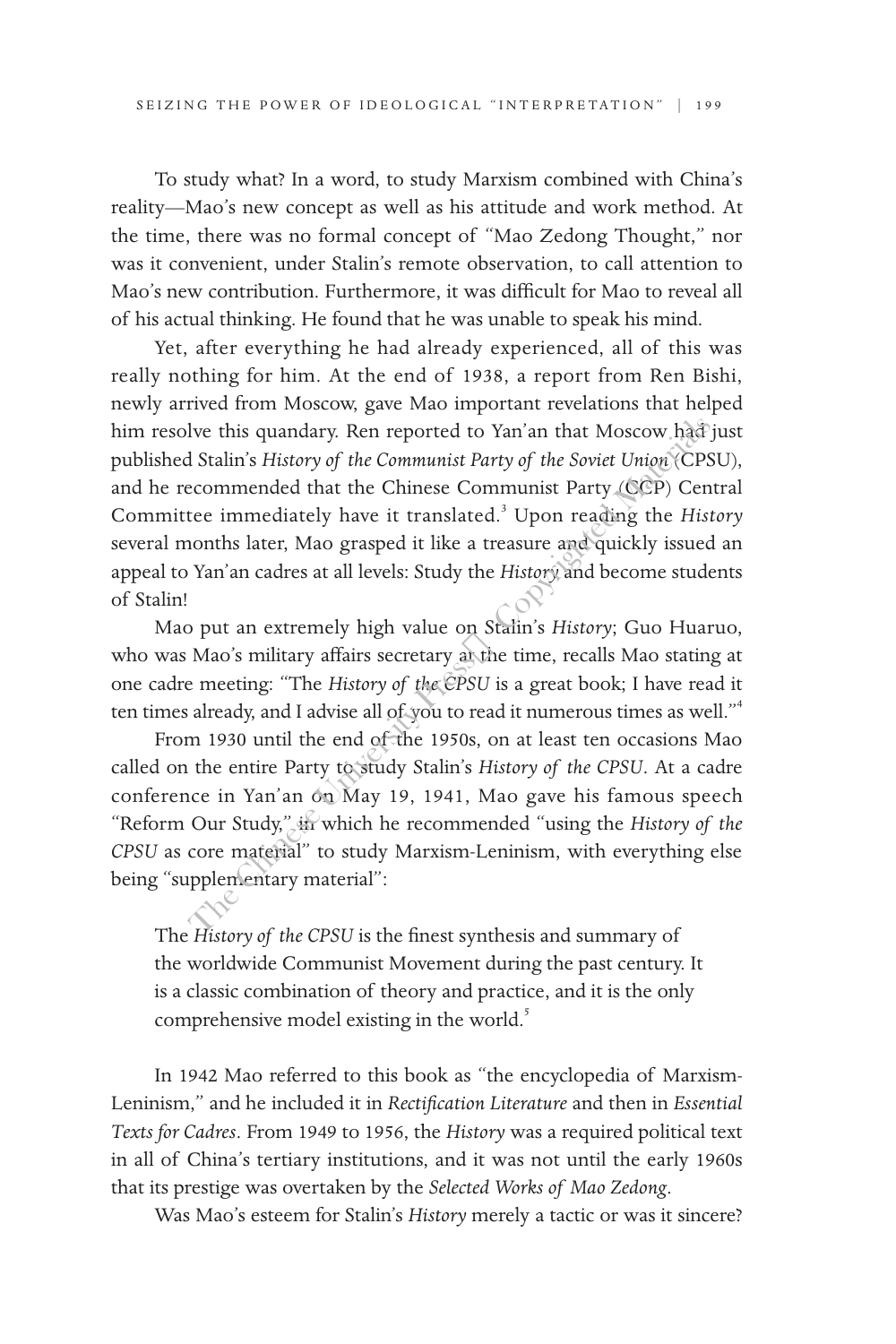To study what? In a word, to study Marxism combined with China's reality—Mao's new concept as well as his attitude and work method. At the time, there was no formal concept of "Mao Zedong Thought," nor was it convenient, under Stalin's remote observation, to call attention to Mao's new contribution. Furthermore, it was difficult for Mao to reveal all of his actual thinking. He found that he was unable to speak his mind.

Yet, after everything he had already experienced, all of this was really nothing for him. At the end of 1938, a report from Ren Bishi, newly arrived from Moscow, gave Mao important revelations that helped him resolve this quandary. Ren reported to Yan'an that Moscow had just published Stalin's *History of the Communist Party of the Soviet Union* (CPSU), and he recommended that the Chinese Communist Party (CCP) Central Committee immediately have it translated.[3] Upon reading the *History* several months later, Mao grasped it like a treasure and quickly issued an appeal to Yan'an cadres at all levels: Study the *History* and become students of Stalin!

Mao put an extremely high value on Stalin's *History*; Guo Huaruo, who was Mao's military affairs secretary at the time, recalls Mao stating at one cadre meeting: "The *History of the CPSU* is a great book; I have read it ten times already, and I advise all of you to read it numerous times as well."[4]

From 1930 until the end of the 1950s, on at least ten occasions Mao called on the entire Party to study Stalin's *History of the CPSU*. At a cadre conference in Yan'an on May 19, 1941, Mao gave his famous speech "Reform Our Study," in which he recommended "using the *History of the CPSU* as core material" to study Marxism-Leninism, with everything else being "supplementary material":

> The *History of the CPSU* is the finest synthesis and summary of the worldwide Communist Movement during the past century. It is a classic combination of theory and practice, and it is the only comprehensive model existing in the world.[5]

In 1942 Mao referred to this book as "the encyclopedia of Marxism-Leninism," and he included it in *Rectification Literature* and then in *Essential Texts for Cadres*. From 1949 to 1956, the *History* was a required political text in all of China's tertiary institutions, and it was not until the early 1960s that its prestige was overtaken by the *Selected Works of Mao Zedong*.

Was Mao's esteem for Stalin's *History* merely a tactic or was it sincere?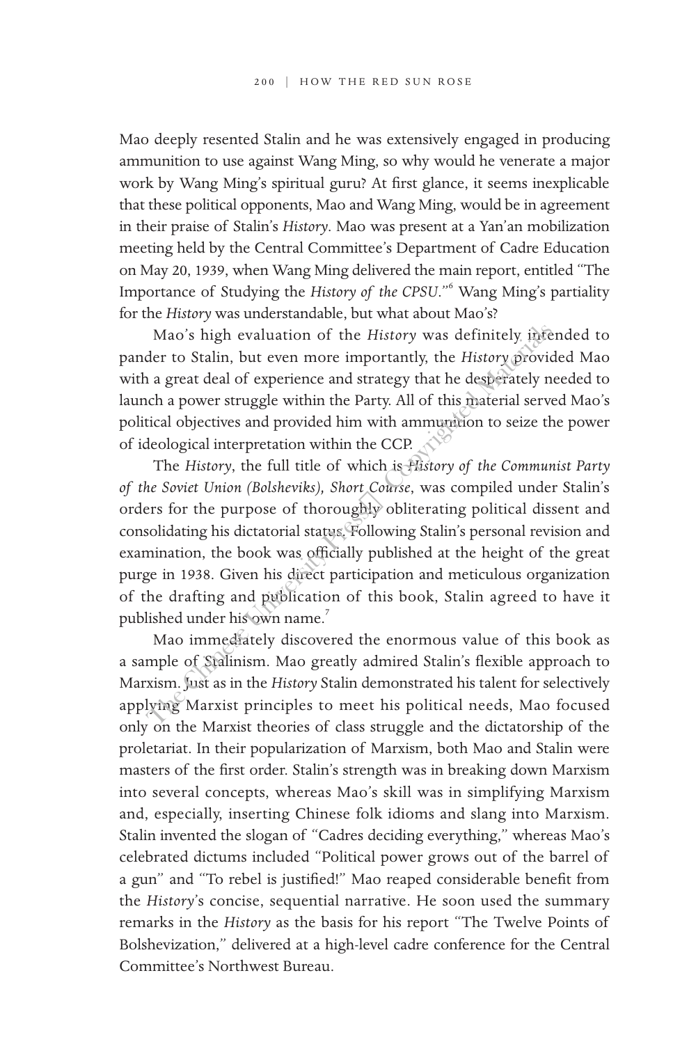Mao deeply resented Stalin and he was extensively engaged in producing ammunition to use against Wang Ming, so why would he venerate a major work by Wang Ming's spiritual guru? At first glance, it seems inexplicable that these political opponents, Mao and Wang Ming, would be in agreement in their praise of Stalin's *History*. Mao was present at a Yan'an mobilization meeting held by the Central Committee's Department of Cadre Education on May 20, 1939, when Wang Ming delivered the main report, entitled "The Importance of Studying the *History of the CPSU*."[6] Wang Ming's partiality for the *History* was understandable, but what about Mao's?

Mao's high evaluation of the *History* was definitely intended to pander to Stalin, but even more importantly, the *History* provided Mao with a great deal of experience and strategy that he desperately needed to launch a power struggle within the Party. All of this material served Mao's political objectives and provided him with ammunition to seize the power of ideological interpretation within the CCP.

The *History*, the full title of which is *History of the Communist Party of the Soviet Union (Bolsheviks), Short Course*, was compiled under Stalin's orders for the purpose of thoroughly obliterating political dissent and consolidating his dictatorial status. Following Stalin's personal revision and examination, the book was officially published at the height of the great purge in 1938. Given his direct participation and meticulous organization of the drafting and publication of this book, Stalin agreed to have it published under his own name.[7]

Mao immediately discovered the enormous value of this book as a sample of Stalinism. Mao greatly admired Stalin's flexible approach to Marxism. Just as in the *History* Stalin demonstrated his talent for selectively applying Marxist principles to meet his political needs, Mao focused only on the Marxist theories of class struggle and the dictatorship of the proletariat. In their popularization of Marxism, both Mao and Stalin were masters of the first order. Stalin's strength was in breaking down Marxism into several concepts, whereas Mao's skill was in simplifying Marxism and, especially, inserting Chinese folk idioms and slang into Marxism. Stalin invented the slogan of "Cadres deciding everything," whereas Mao's celebrated dictums included "Political power grows out of the barrel of a gun" and "To rebel is justified!" Mao reaped considerable benefit from the *History*'s concise, sequential narrative. He soon used the summary remarks in the *History* as the basis for his report "The Twelve Points of Bolshevization," delivered at a high-level cadre conference for the Central Committee's Northwest Bureau.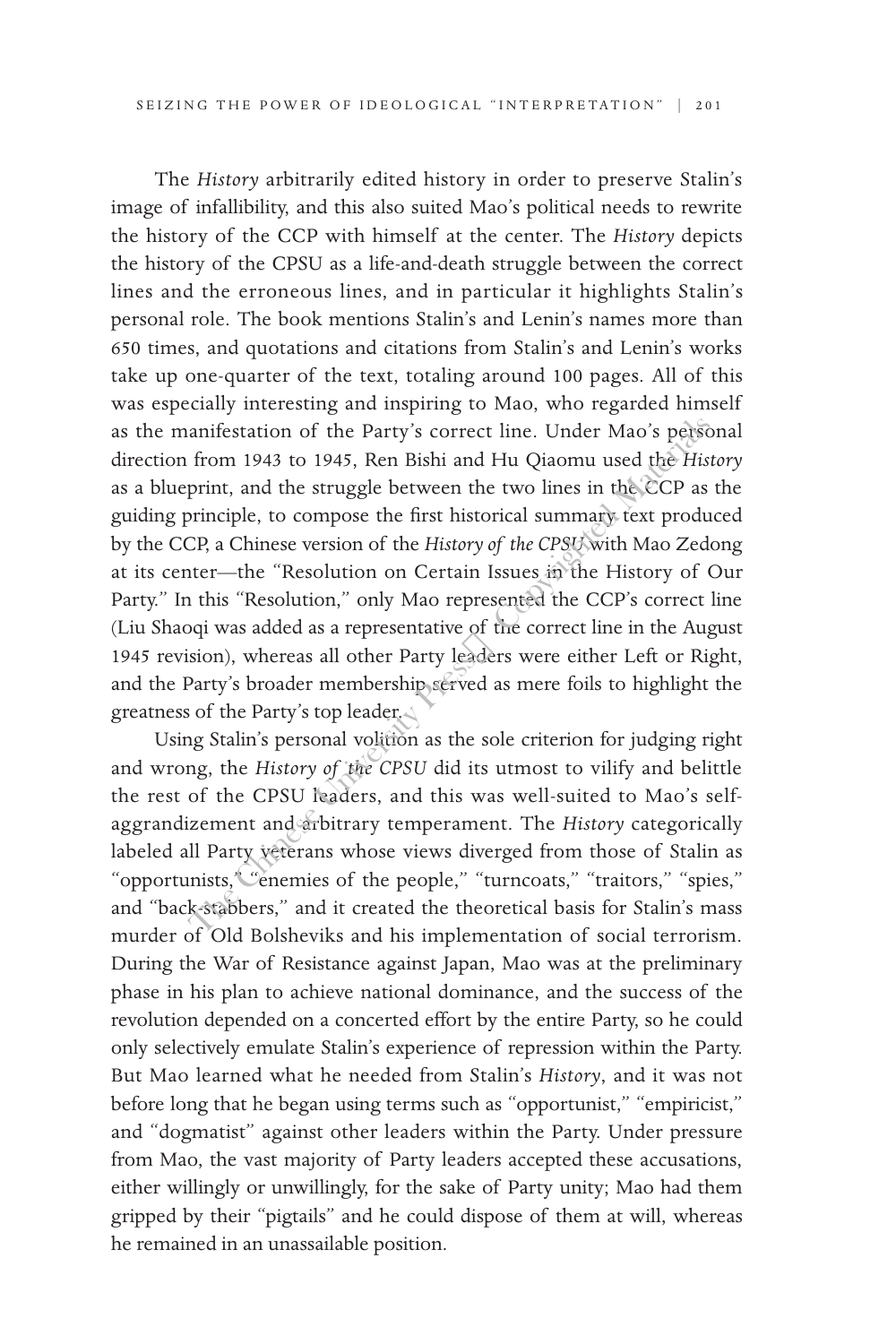The *History* arbitrarily edited history in order to preserve Stalin's image of infallibility, and this also suited Mao's political needs to rewrite the history of the CCP with himself at the center. The *History* depicts the history of the CPSU as a life-and-death struggle between the correct lines and the erroneous lines, and in particular it highlights Stalin's personal role. The book mentions Stalin's and Lenin's names more than 650 times, and quotations and citations from Stalin's and Lenin's works take up one-quarter of the text, totaling around 100 pages. All of this was especially interesting and inspiring to Mao, who regarded himself as the manifestation of the Party's correct line. Under Mao's personal direction from 1943 to 1945, Ren Bishi and Hu Qiaomu used the *History* as a blueprint, and the struggle between the two lines in the CCP as the guiding principle, to compose the first historical summary text produced by the CCP, a Chinese version of the *History of the CPSU* with Mao Zedong at its center—the "Resolution on Certain Issues in the History of Our Party." In this "Resolution," only Mao represented the CCP's correct line (Liu Shaoqi was added as a representative of the correct line in the August 1945 revision), whereas all other Party leaders were either Left or Right, and the Party's broader membership served as mere foils to highlight the greatness of the Party's top leader.

Using Stalin's personal volition as the sole criterion for judging right and wrong, the *History of the CPSU* did its utmost to vilify and belittle the rest of the CPSU leaders, and this was well-suited to Mao's self-aggrandizement and arbitrary temperament. The *History* categorically labeled all Party veterans whose views diverged from those of Stalin as "opportunists," "enemies of the people," "turncoats," "traitors," "spies," and "back-stabbers," and it created the theoretical basis for Stalin's mass murder of Old Bolsheviks and his implementation of social terrorism. During the War of Resistance against Japan, Mao was at the preliminary phase in his plan to achieve national dominance, and the success of the revolution depended on a concerted effort by the entire Party, so he could only selectively emulate Stalin's experience of repression within the Party. But Mao learned what he needed from Stalin's *History*, and it was not before long that he began using terms such as "opportunist," "empiricist," and "dogmatist" against other leaders within the Party. Under pressure from Mao, the vast majority of Party leaders accepted these accusations, either willingly or unwillingly, for the sake of Party unity; Mao had them gripped by their "pigtails" and he could dispose of them at will, whereas he remained in an unassailable position.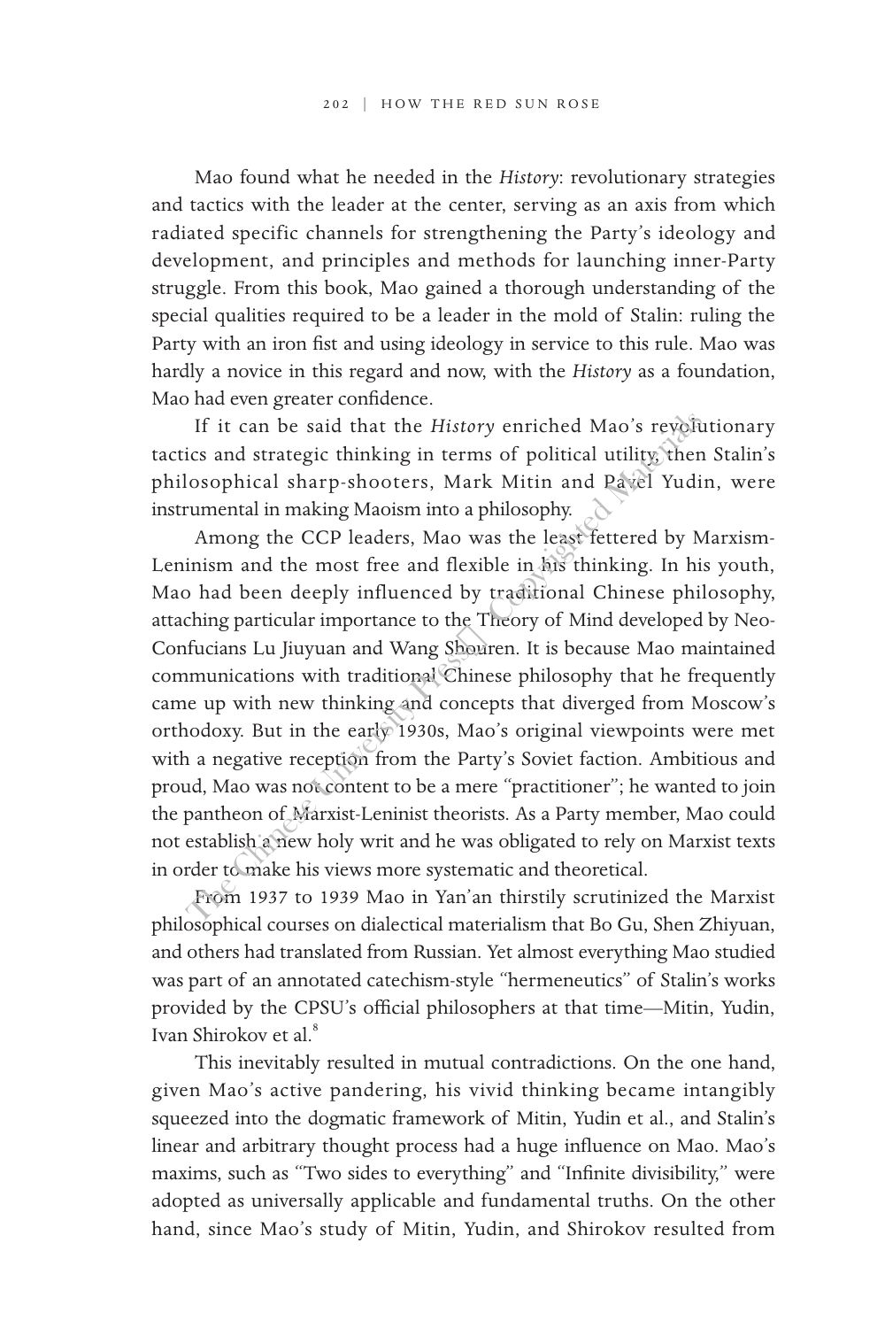Mao found what he needed in the *History*: revolutionary strategies and tactics with the leader at the center, serving as an axis from which radiated specific channels for strengthening the Party's ideology and development, and principles and methods for launching inner-Party struggle. From this book, Mao gained a thorough understanding of the special qualities required to be a leader in the mold of Stalin: ruling the Party with an iron fist and using ideology in service to this rule. Mao was hardly a novice in this regard and now, with the *History* as a foundation, Mao had even greater confidence.

If it can be said that the *History* enriched Mao's revolutionary tactics and strategic thinking in terms of political utility, then Stalin's philosophical sharp-shooters, Mark Mitin and Pavel Yudin, were instrumental in making Maoism into a philosophy.

Among the CCP leaders, Mao was the least fettered by Marxism-Leninism and the most free and flexible in his thinking. In his youth, Mao had been deeply influenced by traditional Chinese philosophy, attaching particular importance to the Theory of Mind developed by Neo-Confucians Lu Jiuyuan and Wang Shouren. It is because Mao maintained communications with traditional Chinese philosophy that he frequently came up with new thinking and concepts that diverged from Moscow's orthodoxy. But in the early 1930s, Mao's original viewpoints were met with a negative reception from the Party's Soviet faction. Ambitious and proud, Mao was not content to be a mere "practitioner"; he wanted to join the pantheon of Marxist-Leninist theorists. As a Party member, Mao could not establish a new holy writ and he was obligated to rely on Marxist texts in order to make his views more systematic and theoretical.

From 1937 to 1939 Mao in Yan'an thirstily scrutinized the Marxist philosophical courses on dialectical materialism that Bo Gu, Shen Zhiyuan, and others had translated from Russian. Yet almost everything Mao studied was part of an annotated catechism-style "hermeneutics" of Stalin's works provided by the CPSU's official philosophers at that time—Mitin, Yudin, Ivan Shirokov et al.[8]

This inevitably resulted in mutual contradictions. On the one hand, given Mao's active pandering, his vivid thinking became intangibly squeezed into the dogmatic framework of Mitin, Yudin et al., and Stalin's linear and arbitrary thought process had a huge influence on Mao. Mao's maxims, such as "Two sides to everything" and "Infinite divisibility," were adopted as universally applicable and fundamental truths. On the other hand, since Mao's study of Mitin, Yudin, and Shirokov resulted from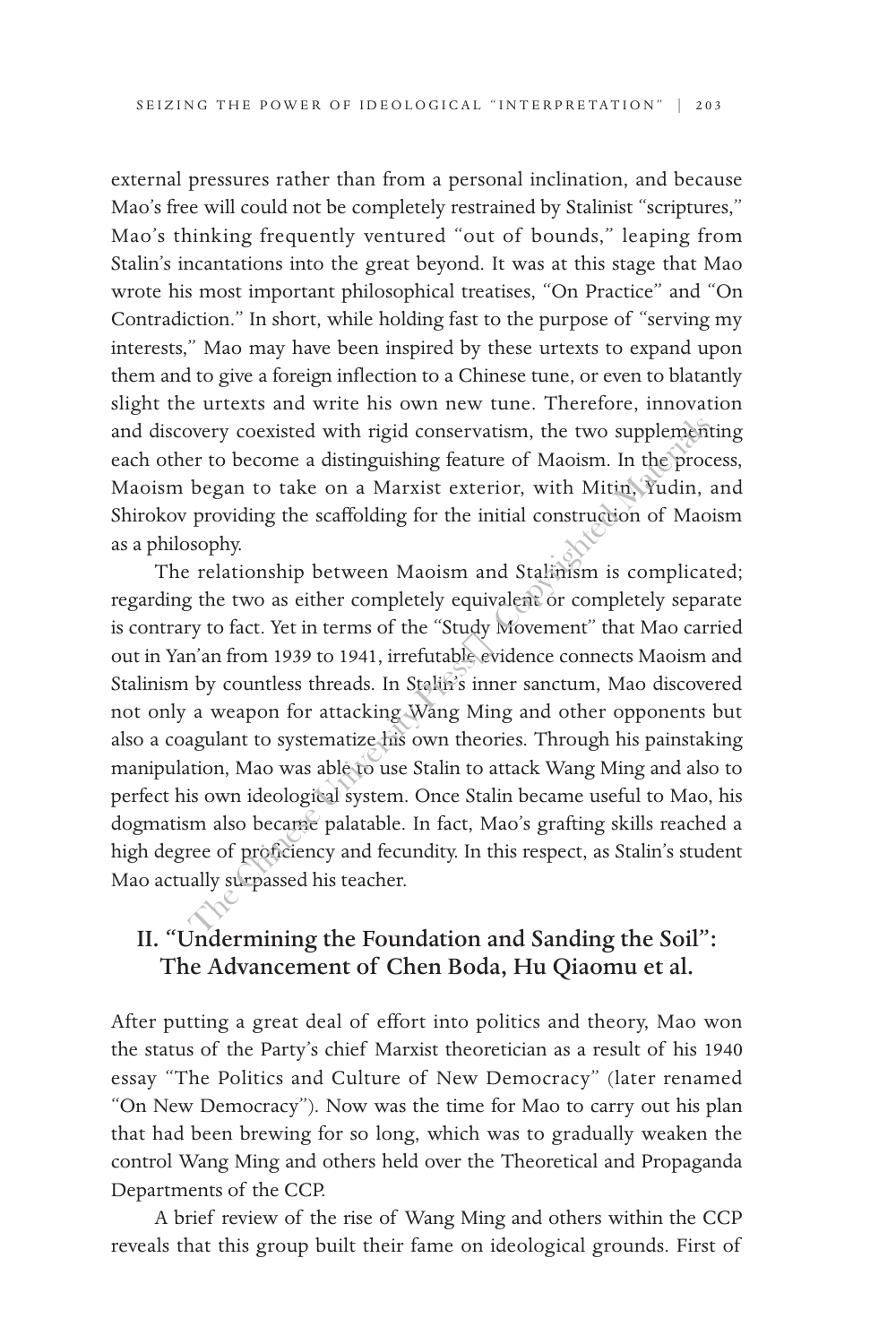external pressures rather than from a personal inclination, and because Mao's free will could not be completely restrained by Stalinist "scriptures," Mao's thinking frequently ventured "out of bounds," leaping from Stalin's incantations into the great beyond. It was at this stage that Mao wrote his most important philosophical treatises, "On Practice" and "On Contradiction." In short, while holding fast to the purpose of "serving my interests," Mao may have been inspired by these urtexts to expand upon them and to give a foreign inflection to a Chinese tune, or even to blatantly slight the urtexts and write his own new tune. Therefore, innovation and discovery coexisted with rigid conservatism, the two supplementing each other to become a distinguishing feature of Maoism. In the process, Maoism began to take on a Marxist exterior, with Mitin, Yudin, and Shirokov providing the scaffolding for the initial construction of Maoism as a philosophy.

The relationship between Maoism and Stalinism is complicated; regarding the two as either completely equivalent or completely separate is contrary to fact. Yet in terms of the "Study Movement" that Mao carried out in Yan'an from 1939 to 1941, irrefutable evidence connects Maoism and Stalinism by countless threads. In Stalin's inner sanctum, Mao discovered not only a weapon for attacking Wang Ming and other opponents but also a coagulant to systematize his own theories. Through his painstaking manipulation, Mao was able to use Stalin to attack Wang Ming and also to perfect his own ideological system. Once Stalin became useful to Mao, his dogmatism also became palatable. In fact, Mao's grafting skills reached a high degree of proficiency and fecundity. In this respect, as Stalin's student Mao actually surpassed his teacher.

## II. "Undermining the Foundation and Sanding the Soil": The Advancement of Chen Boda, Hu Qiaomu et al.

After putting a great deal of effort into politics and theory, Mao won the status of the Party's chief Marxist theoretician as a result of his 1940 essay "The Politics and Culture of New Democracy" (later renamed "On New Democracy"). Now was the time for Mao to carry out his plan that had been brewing for so long, which was to gradually weaken the control Wang Ming and others held over the Theoretical and Propaganda Departments of the CCP.

A brief review of the rise of Wang Ming and others within the CCP reveals that this group built their fame on ideological grounds. First of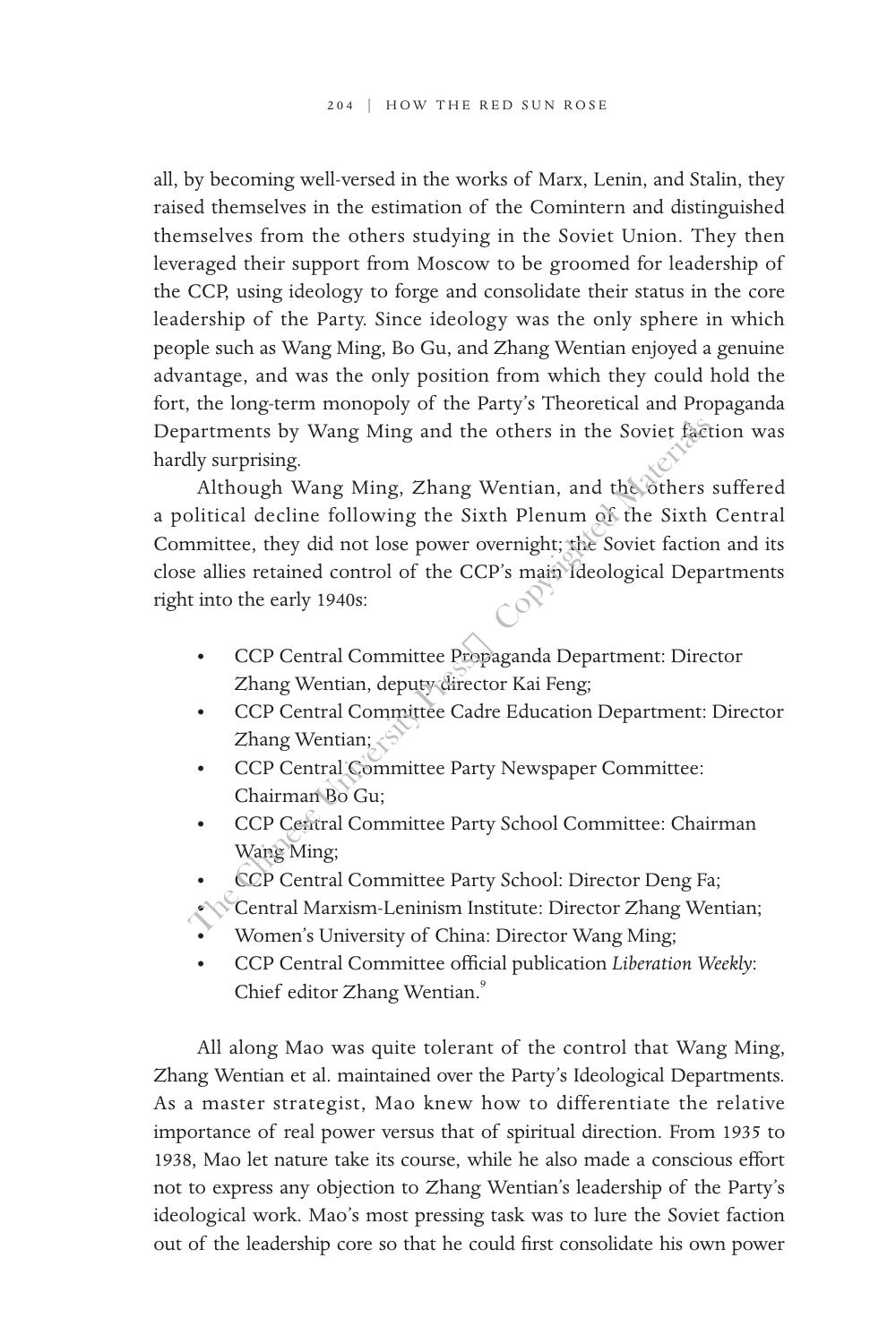all, by becoming well-versed in the works of Marx, Lenin, and Stalin, they raised themselves in the estimation of the Comintern and distinguished themselves from the others studying in the Soviet Union. They then leveraged their support from Moscow to be groomed for leadership of the CCP, using ideology to forge and consolidate their status in the core leadership of the Party. Since ideology was the only sphere in which people such as Wang Ming, Bo Gu, and Zhang Wentian enjoyed a genuine advantage, and was the only position from which they could hold the fort, the long-term monopoly of the Party's Theoretical and Propaganda Departments by Wang Ming and the others in the Soviet faction was hardly surprising.

Although Wang Ming, Zhang Wentian, and the others suffered a political decline following the Sixth Plenum of the Sixth Central Committee, they did not lose power overnight; the Soviet faction and its close allies retained control of the CCP's main Ideological Departments right into the early 1940s:

- CCP Central Committee Propaganda Department: Director Zhang Wentian, deputy director Kai Feng;
- CCP Central Committee Cadre Education Department: Director Zhang Wentian;
- CCP Central Committee Party Newspaper Committee: Chairman Bo Gu;
- CCP Central Committee Party School Committee: Chairman Wang Ming;
- CCP Central Committee Party School: Director Deng Fa;
- Central Marxism-Leninism Institute: Director Zhang Wentian;
- Women's University of China: Director Wang Ming;
- CCP Central Committee official publication *Liberation Weekly*: Chief editor Zhang Wentian.[9]

All along Mao was quite tolerant of the control that Wang Ming, Zhang Wentian et al. maintained over the Party's Ideological Departments. As a master strategist, Mao knew how to differentiate the relative importance of real power versus that of spiritual direction. From 1935 to 1938, Mao let nature take its course, while he also made a conscious effort not to express any objection to Zhang Wentian's leadership of the Party's ideological work. Mao's most pressing task was to lure the Soviet faction out of the leadership core so that he could first consolidate his own power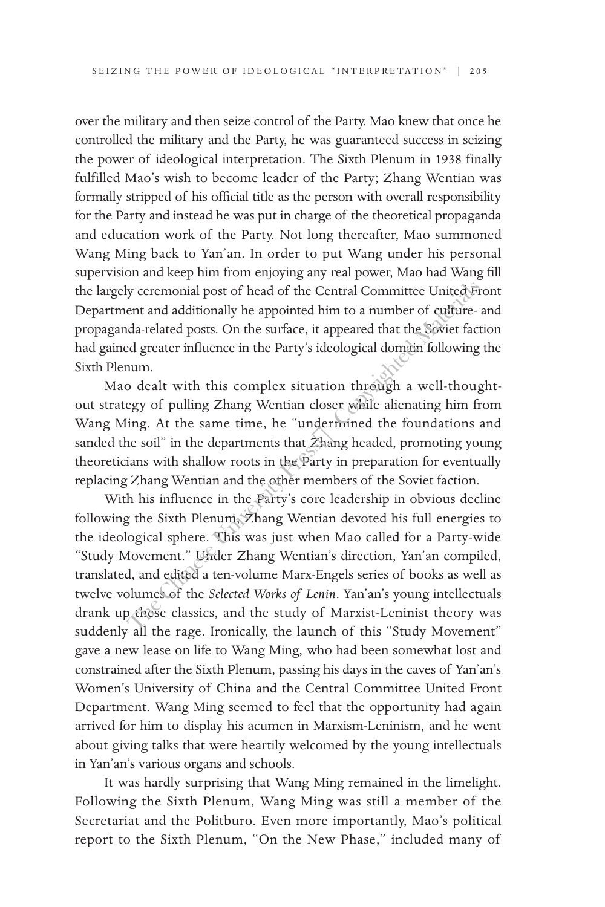over the military and then seize control of the Party. Mao knew that once he controlled the military and the Party, he was guaranteed success in seizing the power of ideological interpretation. The Sixth Plenum in 1938 finally fulfilled Mao's wish to become leader of the Party; Zhang Wentian was formally stripped of his official title as the person with overall responsibility for the Party and instead he was put in charge of the theoretical propaganda and education work of the Party. Not long thereafter, Mao summoned Wang Ming back to Yan'an. In order to put Wang under his personal supervision and keep him from enjoying any real power, Mao had Wang fill the largely ceremonial post of head of the Central Committee United Front Department and additionally he appointed him to a number of culture- and propaganda-related posts. On the surface, it appeared that the Soviet faction had gained greater influence in the Party's ideological domain following the Sixth Plenum.

Mao dealt with this complex situation through a well-thought-out strategy of pulling Zhang Wentian closer while alienating him from Wang Ming. At the same time, he "undermined the foundations and sanded the soil" in the departments that Zhang headed, promoting young theoreticians with shallow roots in the Party in preparation for eventually replacing Zhang Wentian and the other members of the Soviet faction.

With his influence in the Party's core leadership in obvious decline following the Sixth Plenum, Zhang Wentian devoted his full energies to the ideological sphere. This was just when Mao called for a Party-wide "Study Movement." Under Zhang Wentian's direction, Yan'an compiled, translated, and edited a ten-volume Marx-Engels series of books as well as twelve volumes of the *Selected Works of Lenin*. Yan'an's young intellectuals drank up these classics, and the study of Marxist-Leninist theory was suddenly all the rage. Ironically, the launch of this "Study Movement" gave a new lease on life to Wang Ming, who had been somewhat lost and constrained after the Sixth Plenum, passing his days in the caves of Yan'an's Women's University of China and the Central Committee United Front Department. Wang Ming seemed to feel that the opportunity had again arrived for him to display his acumen in Marxism-Leninism, and he went about giving talks that were heartily welcomed by the young intellectuals in Yan'an's various organs and schools.

It was hardly surprising that Wang Ming remained in the limelight. Following the Sixth Plenum, Wang Ming was still a member of the Secretariat and the Politburo. Even more importantly, Mao's political report to the Sixth Plenum, "On the New Phase," included many of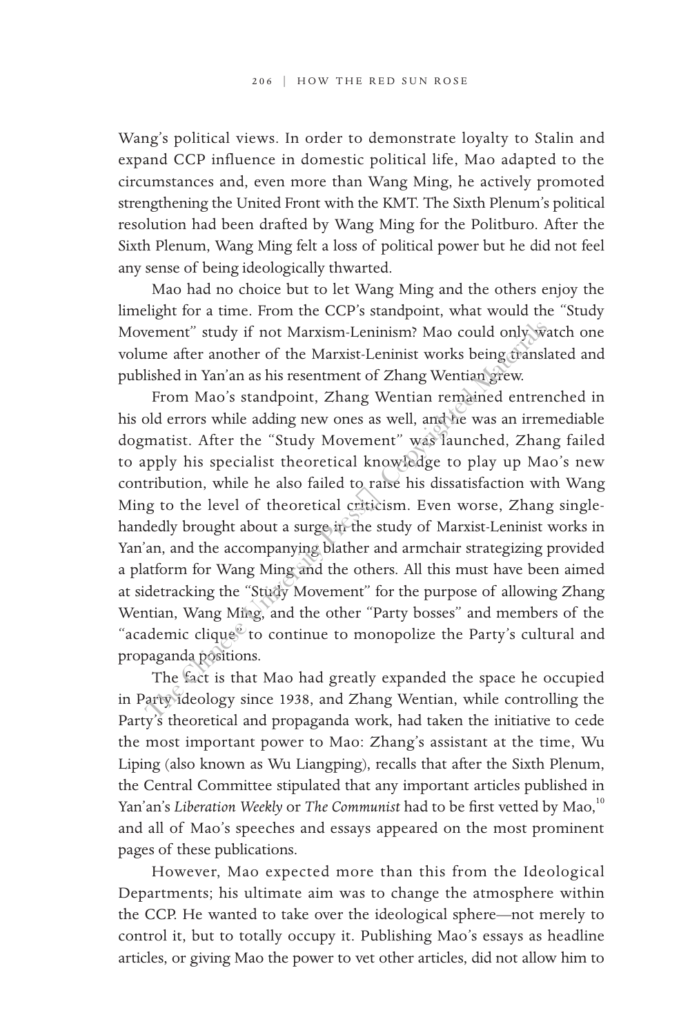Wang's political views. In order to demonstrate loyalty to Stalin and expand CCP influence in domestic political life, Mao adapted to the circumstances and, even more than Wang Ming, he actively promoted strengthening the United Front with the KMT. The Sixth Plenum's political resolution had been drafted by Wang Ming for the Politburo. After the Sixth Plenum, Wang Ming felt a loss of political power but he did not feel any sense of being ideologically thwarted.

Mao had no choice but to let Wang Ming and the others enjoy the limelight for a time. From the CCP's standpoint, what would the "Study Movement" study if not Marxism-Leninism? Mao could only watch one volume after another of the Marxist-Leninist works being translated and published in Yan'an as his resentment of Zhang Wentian grew.

From Mao's standpoint, Zhang Wentian remained entrenched in his old errors while adding new ones as well, and he was an irremediable dogmatist. After the "Study Movement" was launched, Zhang failed to apply his specialist theoretical knowledge to play up Mao's new contribution, while he also failed to raise his dissatisfaction with Wang Ming to the level of theoretical criticism. Even worse, Zhang single-handedly brought about a surge in the study of Marxist-Leninist works in Yan'an, and the accompanying blather and armchair strategizing provided a platform for Wang Ming and the others. All this must have been aimed at sidetracking the "Study Movement" for the purpose of allowing Zhang Wentian, Wang Ming, and the other "Party bosses" and members of the "academic clique" to continue to monopolize the Party's cultural and propaganda positions.

The fact is that Mao had greatly expanded the space he occupied in Party ideology since 1938, and Zhang Wentian, while controlling the Party's theoretical and propaganda work, had taken the initiative to cede the most important power to Mao: Zhang's assistant at the time, Wu Liping (also known as Wu Liangping), recalls that after the Sixth Plenum, the Central Committee stipulated that any important articles published in Yan'an's *Liberation Weekly* or *The Communist* had to be first vetted by Mao,[10] and all of Mao's speeches and essays appeared on the most prominent pages of these publications.

However, Mao expected more than this from the Ideological Departments; his ultimate aim was to change the atmosphere within the CCP. He wanted to take over the ideological sphere—not merely to control it, but to totally occupy it. Publishing Mao's essays as headline articles, or giving Mao the power to vet other articles, did not allow him to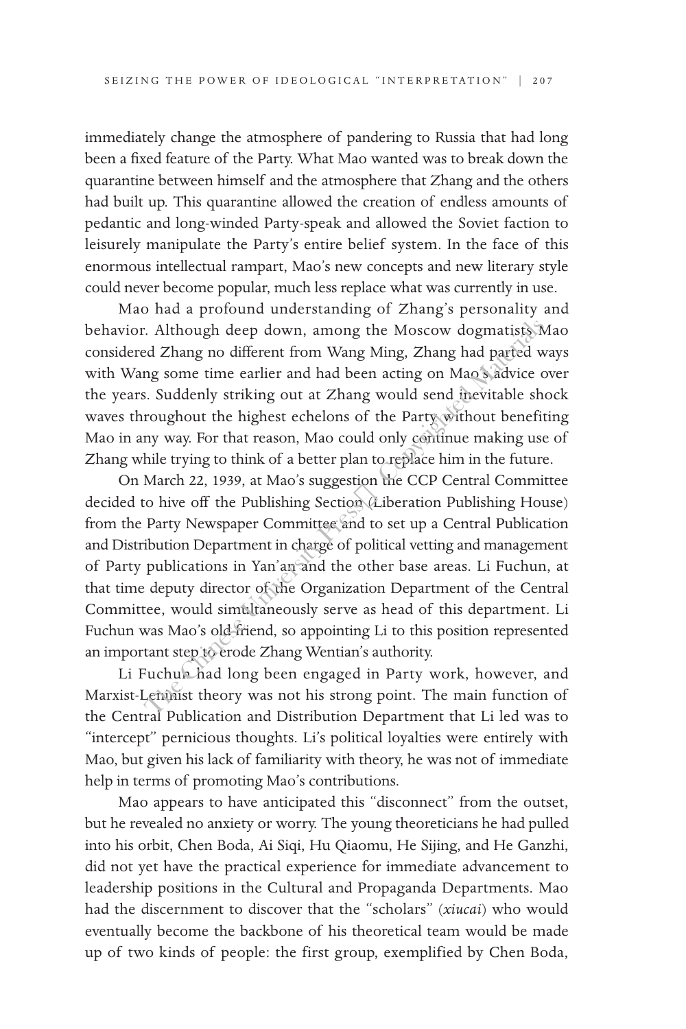immediately change the atmosphere of pandering to Russia that had long been a fixed feature of the Party. What Mao wanted was to break down the quarantine between himself and the atmosphere that Zhang and the others had built up. This quarantine allowed the creation of endless amounts of pedantic and long-winded Party-speak and allowed the Soviet faction to leisurely manipulate the Party's entire belief system. In the face of this enormous intellectual rampart, Mao's new concepts and new literary style could never become popular, much less replace what was currently in use.

Mao had a profound understanding of Zhang's personality and behavior. Although deep down, among the Moscow dogmatists Mao considered Zhang no different from Wang Ming, Zhang had parted ways with Wang some time earlier and had been acting on Mao's advice over the years. Suddenly striking out at Zhang would send inevitable shock waves throughout the highest echelons of the Party without benefiting Mao in any way. For that reason, Mao could only continue making use of Zhang while trying to think of a better plan to replace him in the future.

On March 22, 1939, at Mao's suggestion the CCP Central Committee decided to hive off the Publishing Section (Liberation Publishing House) from the Party Newspaper Committee and to set up a Central Publication and Distribution Department in charge of political vetting and management of Party publications in Yan'an and the other base areas. Li Fuchun, at that time deputy director of the Organization Department of the Central Committee, would simultaneously serve as head of this department. Li Fuchun was Mao's old friend, so appointing Li to this position represented an important step to erode Zhang Wentian's authority.

Li Fuchun had long been engaged in Party work, however, and Marxist-Leninist theory was not his strong point. The main function of the Central Publication and Distribution Department that Li led was to "intercept" pernicious thoughts. Li's political loyalties were entirely with Mao, but given his lack of familiarity with theory, he was not of immediate help in terms of promoting Mao's contributions.

Mao appears to have anticipated this "disconnect" from the outset, but he revealed no anxiety or worry. The young theoreticians he had pulled into his orbit, Chen Boda, Ai Siqi, Hu Qiaomu, He Sijing, and He Ganzhi, did not yet have the practical experience for immediate advancement to leadership positions in the Cultural and Propaganda Departments. Mao had the discernment to discover that the "scholars" (*xiucai*) who would eventually become the backbone of his theoretical team would be made up of two kinds of people: the first group, exemplified by Chen Boda,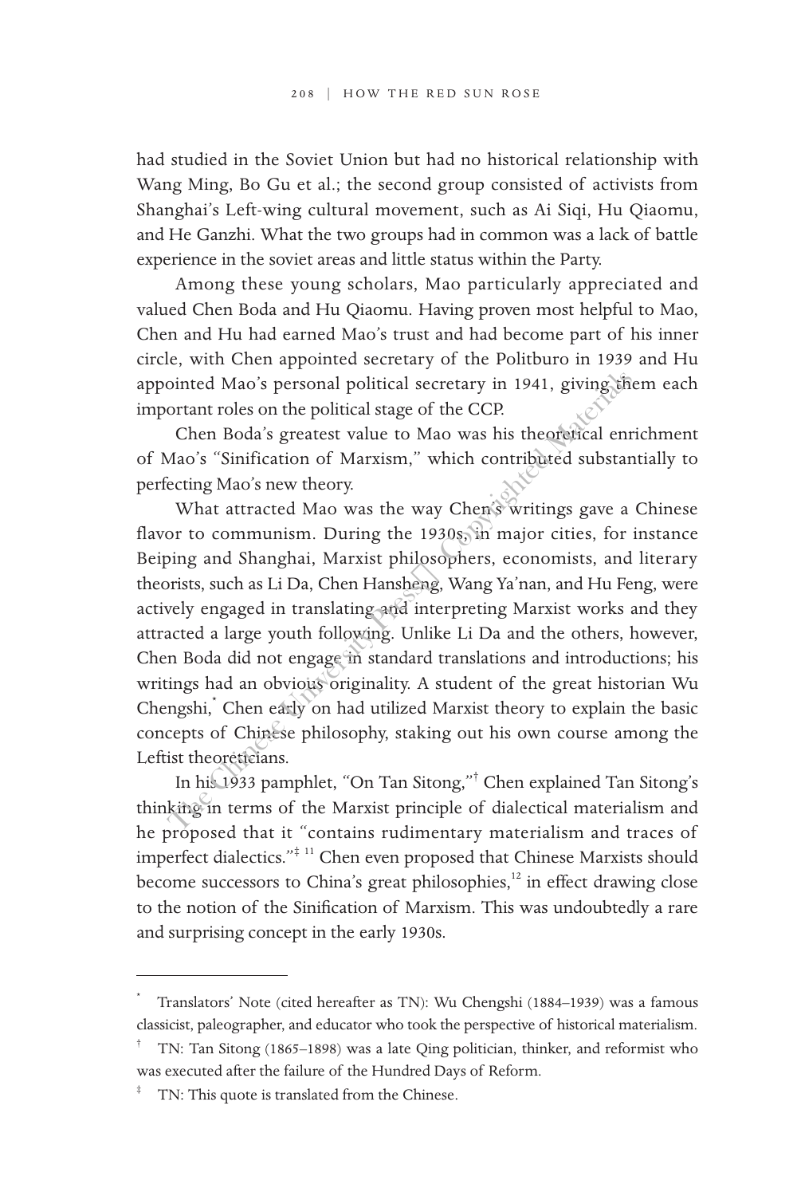had studied in the Soviet Union but had no historical relationship with Wang Ming, Bo Gu et al.; the second group consisted of activists from Shanghai's Left-wing cultural movement, such as Ai Siqi, Hu Qiaomu, and He Ganzhi. What the two groups had in common was a lack of battle experience in the soviet areas and little status within the Party.

Among these young scholars, Mao particularly appreciated and valued Chen Boda and Hu Qiaomu. Having proven most helpful to Mao, Chen and Hu had earned Mao's trust and had become part of his inner circle, with Chen appointed secretary of the Politburo in 1939 and Hu appointed Mao's personal political secretary in 1941, giving them each important roles on the political stage of the CCP.

Chen Boda's greatest value to Mao was his theoretical enrichment of Mao's "Sinification of Marxism," which contributed substantially to perfecting Mao's new theory.

What attracted Mao was the way Chen's writings gave a Chinese flavor to communism. During the 1930s, in major cities, for instance Beiping and Shanghai, Marxist philosophers, economists, and literary theorists, such as Li Da, Chen Hansheng, Wang Ya'nan, and Hu Feng, were actively engaged in translating and interpreting Marxist works and they attracted a large youth following. Unlike Li Da and the others, however, Chen Boda did not engage in standard translations and introductions; his writings had an obvious originality. A student of the great historian Wu Chengshi,* Chen early on had utilized Marxist theory to explain the basic concepts of Chinese philosophy, staking out his own course among the Leftist theoreticians.

In his 1933 pamphlet, "On Tan Sitong,"† Chen explained Tan Sitong's thinking in terms of the Marxist principle of dialectical materialism and he proposed that it "contains rudimentary materialism and traces of imperfect dialectics."‡ [11] Chen even proposed that Chinese Marxists should become successors to China's great philosophies,[12] in effect drawing close to the notion of the Sinification of Marxism. This was undoubtedly a rare and surprising concept in the early 1930s.

---

\* Translators' Note (cited hereafter as TN): Wu Chengshi (1884–1939) was a famous classicist, paleographer, and educator who took the perspective of historical materialism.

† TN: Tan Sitong (1865–1898) was a late Qing politician, thinker, and reformist who was executed after the failure of the Hundred Days of Reform.

‡ TN: This quote is translated from the Chinese.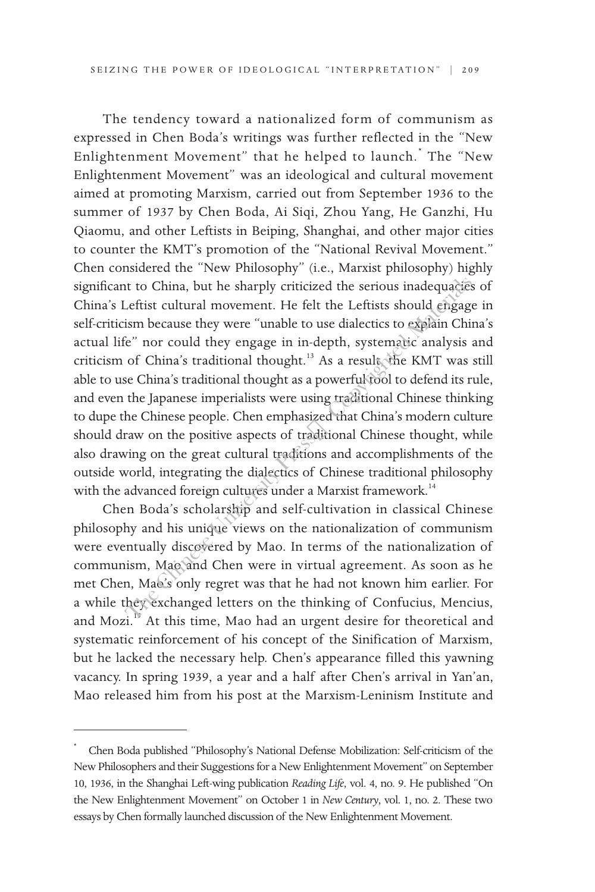The tendency toward a nationalized form of communism as expressed in Chen Boda's writings was further reflected in the "New Enlightenment Movement" that he helped to launch.* The "New Enlightenment Movement" was an ideological and cultural movement aimed at promoting Marxism, carried out from September 1936 to the summer of 1937 by Chen Boda, Ai Siqi, Zhou Yang, He Ganzhi, Hu Qiaomu, and other Leftists in Beiping, Shanghai, and other major cities to counter the KMT's promotion of the "National Revival Movement." Chen considered the "New Philosophy" (i.e., Marxist philosophy) highly significant to China, but he sharply criticized the serious inadequacies of China's Leftist cultural movement. He felt the Leftists should engage in self-criticism because they were "unable to use dialectics to explain China's actual life" nor could they engage in in-depth, systematic analysis and criticism of China's traditional thought.[13] As a result, the KMT was still able to use China's traditional thought as a powerful tool to defend its rule, and even the Japanese imperialists were using traditional Chinese thinking to dupe the Chinese people. Chen emphasized that China's modern culture should draw on the positive aspects of traditional Chinese thought, while also drawing on the great cultural traditions and accomplishments of the outside world, integrating the dialectics of Chinese traditional philosophy with the advanced foreign cultures under a Marxist framework.[14]

Chen Boda's scholarship and self-cultivation in classical Chinese philosophy and his unique views on the nationalization of communism were eventually discovered by Mao. In terms of the nationalization of communism, Mao and Chen were in virtual agreement. As soon as he met Chen, Mao's only regret was that he had not known him earlier. For a while they exchanged letters on the thinking of Confucius, Mencius, and Mozi.[15] At this time, Mao had an urgent desire for theoretical and systematic reinforcement of his concept of the Sinification of Marxism, but he lacked the necessary help. Chen's appearance filled this yawning vacancy. In spring 1939, a year and a half after Chen's arrival in Yan'an, Mao released him from his post at the Marxism-Leninism Institute and

---

* Chen Boda published "Philosophy's National Defense Mobilization: Self-criticism of the New Philosophers and their Suggestions for a New Enlightenment Movement" on September 10, 1936, in the Shanghai Left-wing publication *Reading Life*, vol. 4, no. 9. He published "On the New Enlightenment Movement" on October 1 in *New Century*, vol. 1, no. 2. These two essays by Chen formally launched discussion of the New Enlightenment Movement.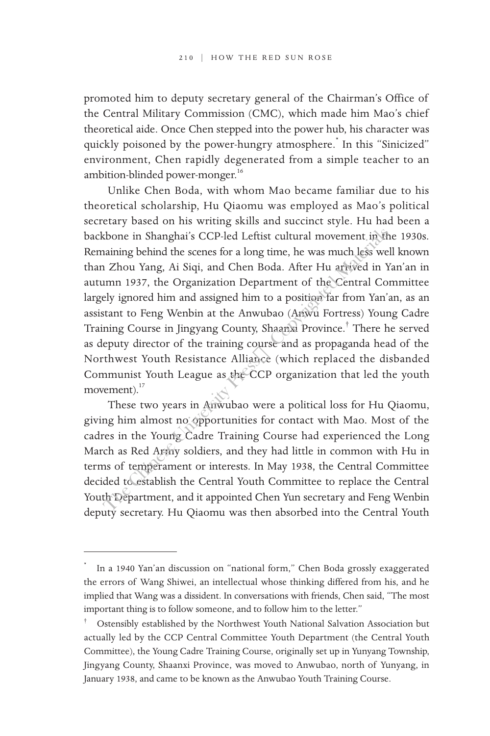promoted him to deputy secretary general of the Chairman's Office of the Central Military Commission (CMC), which made him Mao's chief theoretical aide. Once Chen stepped into the power hub, his character was quickly poisoned by the power-hungry atmosphere.* In this "Sinicized" environment, Chen rapidly degenerated from a simple teacher to an ambition-blinded power-monger.[16]

Unlike Chen Boda, with whom Mao became familiar due to his theoretical scholarship, Hu Qiaomu was employed as Mao's political secretary based on his writing skills and succinct style. Hu had been a backbone in Shanghai's CCP-led Leftist cultural movement in the 1930s. Remaining behind the scenes for a long time, he was much less well known than Zhou Yang, Ai Siqi, and Chen Boda. After Hu arrived in Yan'an in autumn 1937, the Organization Department of the Central Committee largely ignored him and assigned him to a position far from Yan'an, as an assistant to Feng Wenbin at the Anwubao (Anwu Fortress) Young Cadre Training Course in Jingyang County, Shaanxi Province.† There he served as deputy director of the training course and as propaganda head of the Northwest Youth Resistance Alliance (which replaced the disbanded Communist Youth League as the CCP organization that led the youth movement).[17]

These two years in Anwubao were a political loss for Hu Qiaomu, giving him almost no opportunities for contact with Mao. Most of the cadres in the Young Cadre Training Course had experienced the Long March as Red Army soldiers, and they had little in common with Hu in terms of temperament or interests. In May 1938, the Central Committee decided to establish the Central Youth Committee to replace the Central Youth Department, and it appointed Chen Yun secretary and Feng Wenbin deputy secretary. Hu Qiaomu was then absorbed into the Central Youth

---

* In a 1940 Yan'an discussion on "national form," Chen Boda grossly exaggerated the errors of Wang Shiwei, an intellectual whose thinking differed from his, and he implied that Wang was a dissident. In conversations with friends, Chen said, "The most important thing is to follow someone, and to follow him to the letter."

† Ostensibly established by the Northwest Youth National Salvation Association but actually led by the CCP Central Committee Youth Department (the Central Youth Committee), the Young Cadre Training Course, originally set up in Yunyang Township, Jingyang County, Shaanxi Province, was moved to Anwubao, north of Yunyang, in January 1938, and came to be known as the Anwubao Youth Training Course.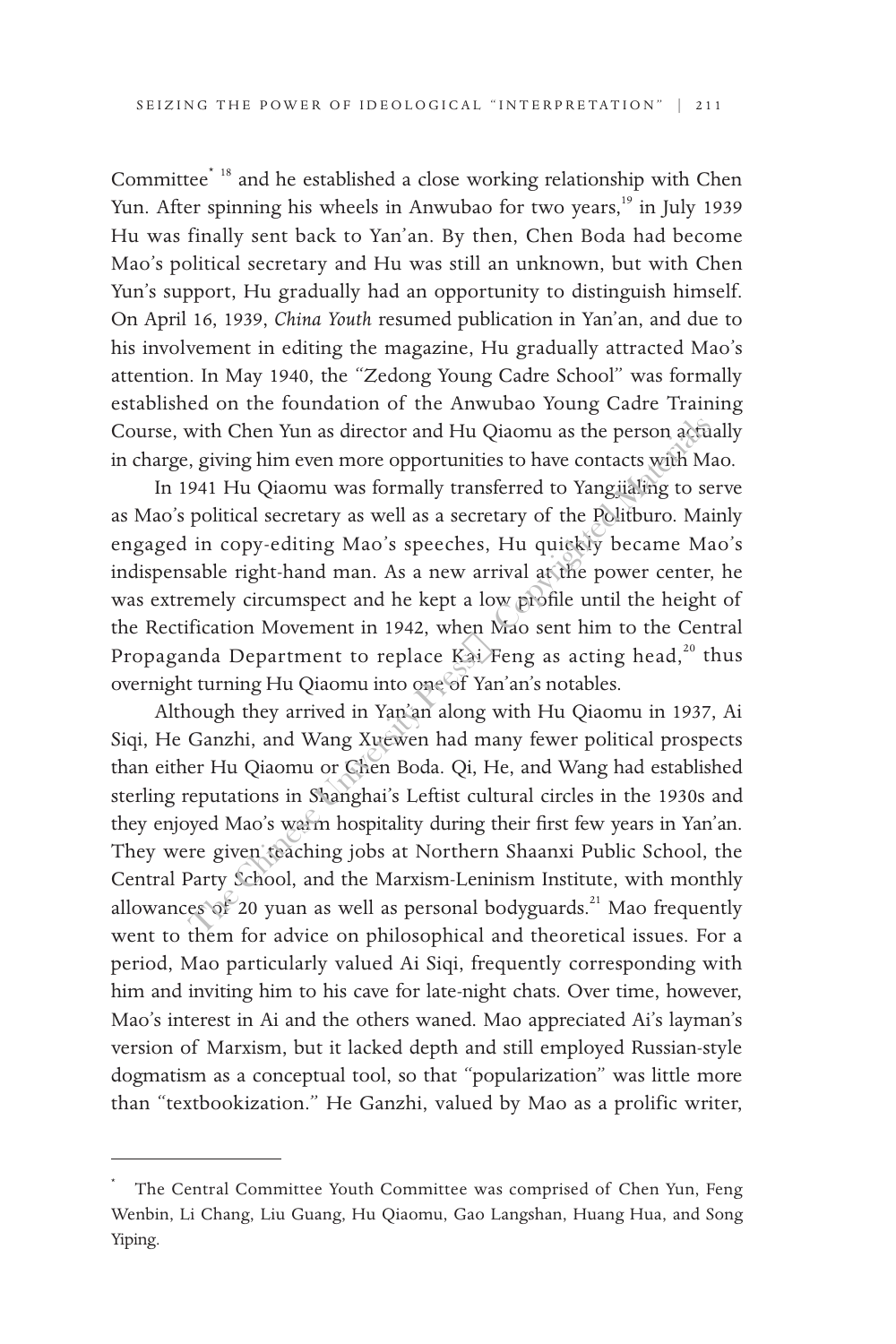Committee* [18] and he established a close working relationship with Chen Yun. After spinning his wheels in Anwubao for two years,[19] in July 1939 Hu was finally sent back to Yan'an. By then, Chen Boda had become Mao's political secretary and Hu was still an unknown, but with Chen Yun's support, Hu gradually had an opportunity to distinguish himself. On April 16, 1939, *China Youth* resumed publication in Yan'an, and due to his involvement in editing the magazine, Hu gradually attracted Mao's attention. In May 1940, the "Zedong Young Cadre School" was formally established on the foundation of the Anwubao Young Cadre Training Course, with Chen Yun as director and Hu Qiaomu as the person actually in charge, giving him even more opportunities to have contacts with Mao.

In 1941 Hu Qiaomu was formally transferred to Yangjialing to serve as Mao's political secretary as well as a secretary of the Politburo. Mainly engaged in copy-editing Mao's speeches, Hu quickly became Mao's indispensable right-hand man. As a new arrival at the power center, he was extremely circumspect and he kept a low profile until the height of the Rectification Movement in 1942, when Mao sent him to the Central Propaganda Department to replace Kai Feng as acting head,[20] thus overnight turning Hu Qiaomu into one of Yan'an's notables.

Although they arrived in Yan'an along with Hu Qiaomu in 1937, Ai Siqi, He Ganzhi, and Wang Xuewen had many fewer political prospects than either Hu Qiaomu or Chen Boda. Qi, He, and Wang had established sterling reputations in Shanghai's Leftist cultural circles in the 1930s and they enjoyed Mao's warm hospitality during their first few years in Yan'an. They were given teaching jobs at Northern Shaanxi Public School, the Central Party School, and the Marxism-Leninism Institute, with monthly allowances of 20 yuan as well as personal bodyguards.[21] Mao frequently went to them for advice on philosophical and theoretical issues. For a period, Mao particularly valued Ai Siqi, frequently corresponding with him and inviting him to his cave for late-night chats. Over time, however, Mao's interest in Ai and the others waned. Mao appreciated Ai's layman's version of Marxism, but it lacked depth and still employed Russian-style dogmatism as a conceptual tool, so that "popularization" was little more than "textbookization." He Ganzhi, valued by Mao as a prolific writer,

---

* The Central Committee Youth Committee was comprised of Chen Yun, Feng Wenbin, Li Chang, Liu Guang, Hu Qiaomu, Gao Langshan, Huang Hua, and Song Yiping.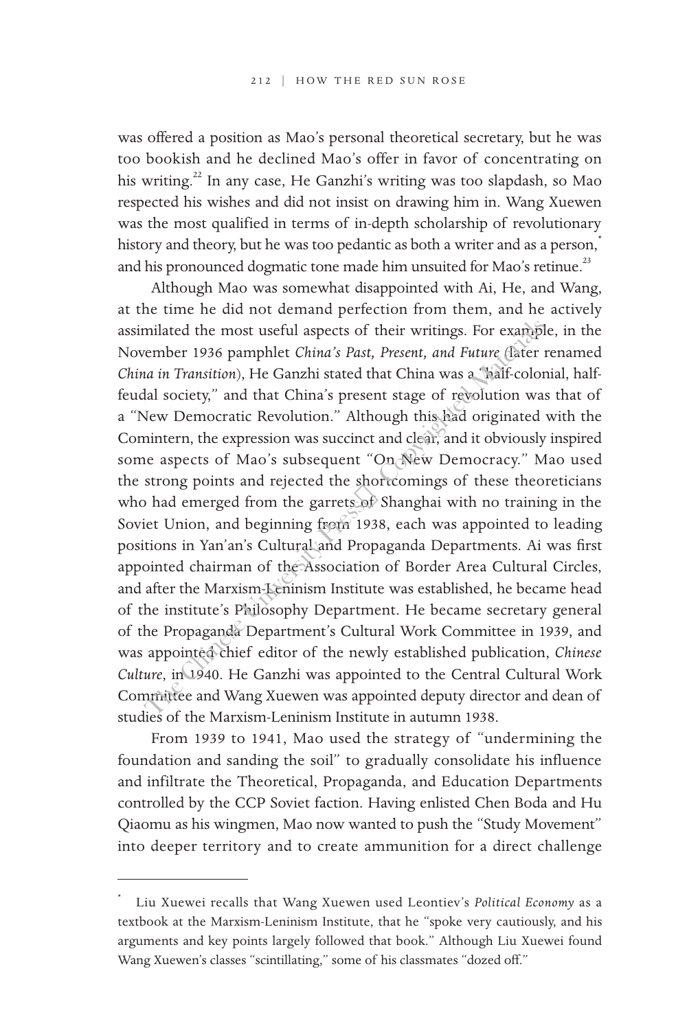was offered a position as Mao's personal theoretical secretary, but he was too bookish and he declined Mao's offer in favor of concentrating on his writing.[22] In any case, He Ganzhi's writing was too slapdash, so Mao respected his wishes and did not insist on drawing him in. Wang Xuewen was the most qualified in terms of in-depth scholarship of revolutionary history and theory, but he was too pedantic as both a writer and as a person,[*] and his pronounced dogmatic tone made him unsuited for Mao's retinue.[23]

Although Mao was somewhat disappointed with Ai, He, and Wang, at the time he did not demand perfection from them, and he actively assimilated the most useful aspects of their writings. For example, in the November 1936 pamphlet *China's Past, Present, and Future* (later renamed *China in Transition*), He Ganzhi stated that China was a "half-colonial, half-feudal society," and that China's present stage of revolution was that of a "New Democratic Revolution." Although this had originated with the Comintern, the expression was succinct and clear, and it obviously inspired some aspects of Mao's subsequent "On New Democracy." Mao used the strong points and rejected the shortcomings of these theoreticians who had emerged from the garrets of Shanghai with no training in the Soviet Union, and beginning from 1938, each was appointed to leading positions in Yan'an's Cultural and Propaganda Departments. Ai was first appointed chairman of the Association of Border Area Cultural Circles, and after the Marxism-Leninism Institute was established, he became head of the institute's Philosophy Department. He became secretary general of the Propaganda Department's Cultural Work Committee in 1939, and was appointed chief editor of the newly established publication, *Chinese Culture*, in 1940. He Ganzhi was appointed to the Central Cultural Work Committee and Wang Xuewen was appointed deputy director and dean of studies of the Marxism-Leninism Institute in autumn 1938.

From 1939 to 1941, Mao used the strategy of "undermining the foundation and sanding the soil" to gradually consolidate his influence and infiltrate the Theoretical, Propaganda, and Education Departments controlled by the CCP Soviet faction. Having enlisted Chen Boda and Hu Qiaomu as his wingmen, Mao now wanted to push the "Study Movement" into deeper territory and to create ammunition for a direct challenge

---

[*] Liu Xuewei recalls that Wang Xuewen used Leontiev's *Political Economy* as a textbook at the Marxism-Leninism Institute, that he "spoke very cautiously, and his arguments and key points largely followed that book." Although Liu Xuewei found Wang Xuewen's classes "scintillating," some of his classmates "dozed off."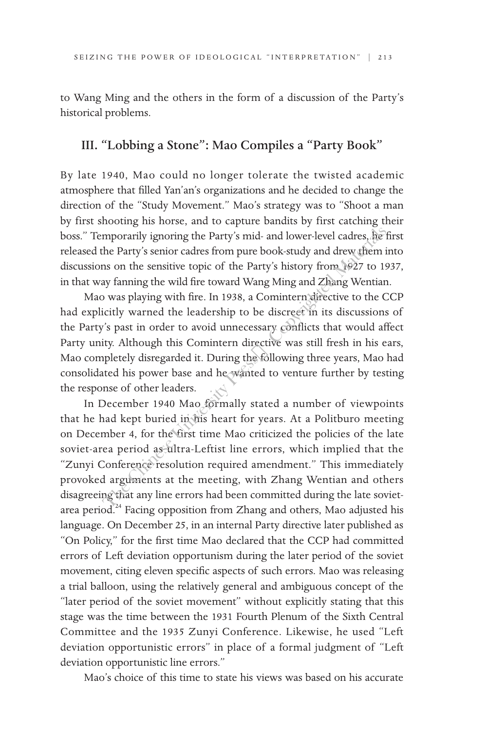to Wang Ming and the others in the form of a discussion of the Party's historical problems.

## III. "Lobbing a Stone": Mao Compiles a "Party Book"

By late 1940, Mao could no longer tolerate the twisted academic atmosphere that filled Yan'an's organizations and he decided to change the direction of the "Study Movement." Mao's strategy was to "Shoot a man by first shooting his horse, and to capture bandits by first catching their boss." Temporarily ignoring the Party's mid- and lower-level cadres, he first released the Party's senior cadres from pure book-study and drew them into discussions on the sensitive topic of the Party's history from 1927 to 1937, in that way fanning the wild fire toward Wang Ming and Zhang Wentian.

Mao was playing with fire. In 1938, a Comintern directive to the CCP had explicitly warned the leadership to be discreet in its discussions of the Party's past in order to avoid unnecessary conflicts that would affect Party unity. Although this Comintern directive was still fresh in his ears, Mao completely disregarded it. During the following three years, Mao had consolidated his power base and he wanted to venture further by testing the response of other leaders.

In December 1940 Mao formally stated a number of viewpoints that he had kept buried in his heart for years. At a Politburo meeting on December 4, for the first time Mao criticized the policies of the late soviet-area period as ultra-Leftist line errors, which implied that the "Zunyi Conference resolution required amendment." This immediately provoked arguments at the meeting, with Zhang Wentian and others disagreeing that any line errors had been committed during the late soviet-area period.[24] Facing opposition from Zhang and others, Mao adjusted his language. On December 25, in an internal Party directive later published as "On Policy," for the first time Mao declared that the CCP had committed errors of Left deviation opportunism during the later period of the soviet movement, citing eleven specific aspects of such errors. Mao was releasing a trial balloon, using the relatively general and ambiguous concept of the "later period of the soviet movement" without explicitly stating that this stage was the time between the 1931 Fourth Plenum of the Sixth Central Committee and the 1935 Zunyi Conference. Likewise, he used "Left deviation opportunistic errors" in place of a formal judgment of "Left deviation opportunistic line errors."

Mao's choice of this time to state his views was based on his accurate